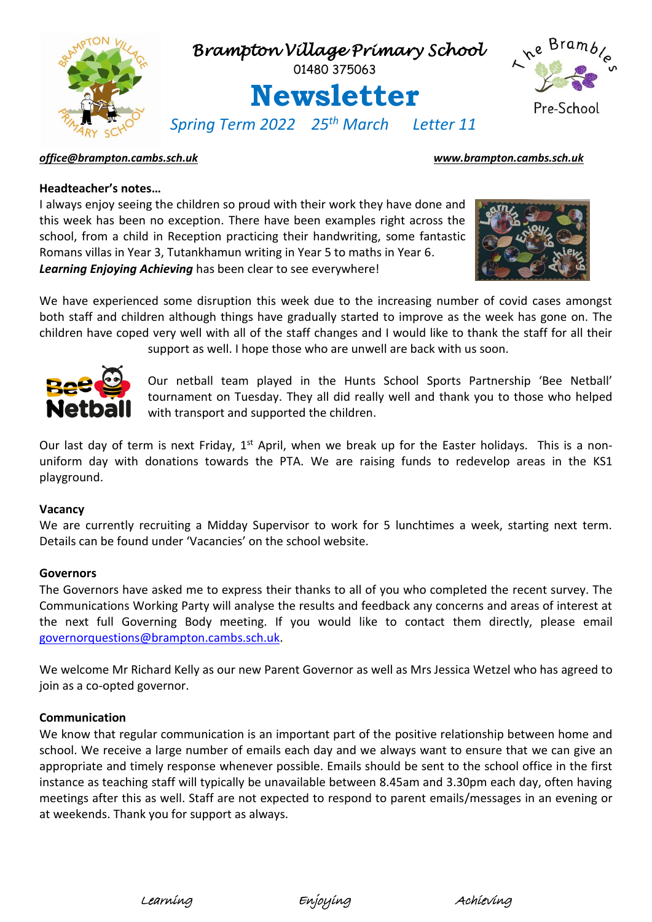# Brampton Village Primary School

01480 375063

# Newsletter

*Spring Term 2022 25th March Letter 11*

The Brambles Pre-School

***office@brampton.cambs.sch.uk*** ***www.brampton.cambs.sch.uk***

**Headteacher's notes…**

I always enjoy seeing the children so proud with their work they have done and this week has been no exception. There have been examples right across the school, from a child in Reception practicing their handwriting, some fantastic Romans villas in Year 3, Tutankhamun writing in Year 5 to maths in Year 6. ***Learning Enjoying Achieving*** has been clear to see everywhere!

We have experienced some disruption this week due to the increasing number of covid cases amongst both staff and children although things have gradually started to improve as the week has gone on. The children have coped very well with all of the staff changes and I would like to thank the staff for all their support as well. I hope those who are unwell are back with us soon.

Our netball team played in the Hunts School Sports Partnership 'Bee Netball' tournament on Tuesday. They all did really well and thank you to those who helped with transport and supported the children.

Our last day of term is next Friday, 1st April, when we break up for the Easter holidays. This is a non-uniform day with donations towards the PTA. We are raising funds to redevelop areas in the KS1 playground.

**Vacancy**

We are currently recruiting a Midday Supervisor to work for 5 lunchtimes a week, starting next term. Details can be found under 'Vacancies' on the school website.

**Governors**

The Governors have asked me to express their thanks to all of you who completed the recent survey. The Communications Working Party will analyse the results and feedback any concerns and areas of interest at the next full Governing Body meeting. If you would like to contact them directly, please email governorquestions@brampton.cambs.sch.uk.

We welcome Mr Richard Kelly as our new Parent Governor as well as Mrs Jessica Wetzel who has agreed to join as a co-opted governor.

**Communication**

We know that regular communication is an important part of the positive relationship between home and school. We receive a large number of emails each day and we always want to ensure that we can give an appropriate and timely response whenever possible. Emails should be sent to the school office in the first instance as teaching staff will typically be unavailable between 8.45am and 3.30pm each day, often having meetings after this as well. Staff are not expected to respond to parent emails/messages in an evening or at weekends. Thank you for support as always.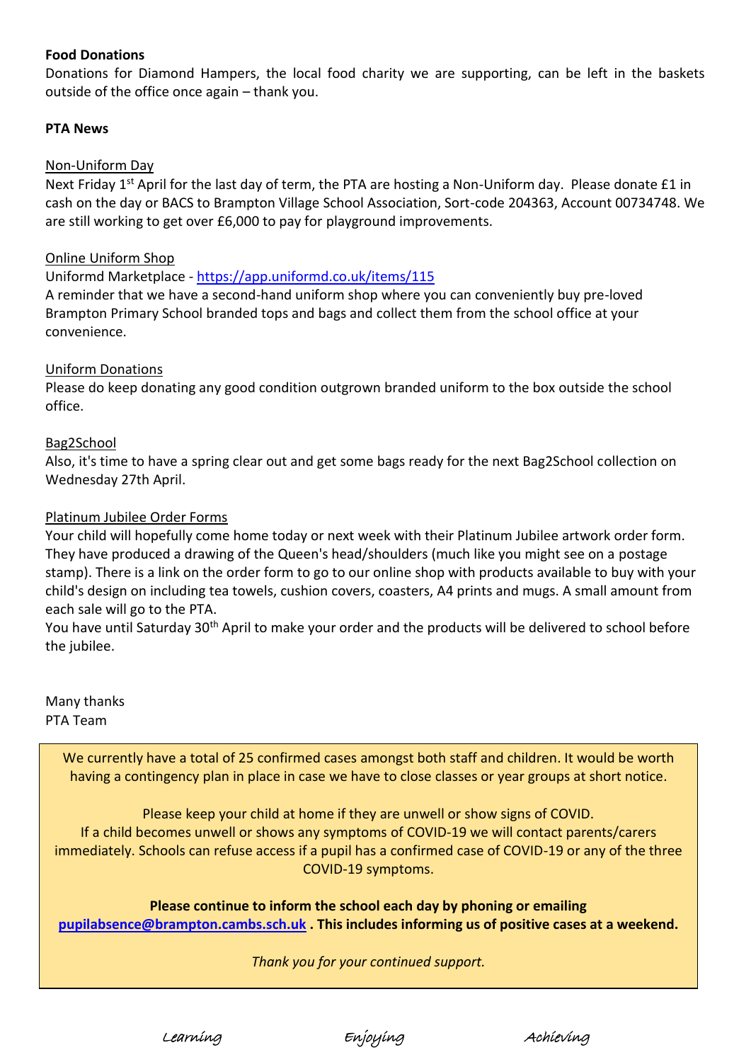**Food Donations**

Donations for Diamond Hampers, the local food charity we are supporting, can be left in the baskets outside of the office once again – thank you.

**PTA News**

Non-Uniform Day

Next Friday 1st April for the last day of term, the PTA are hosting a Non-Uniform day. Please donate £1 in cash on the day or BACS to Brampton Village School Association, Sort-code 204363, Account 00734748. We are still working to get over £6,000 to pay for playground improvements.

Online Uniform Shop

Uniformd Marketplace - https://app.uniformd.co.uk/items/115

A reminder that we have a second-hand uniform shop where you can conveniently buy pre-loved Brampton Primary School branded tops and bags and collect them from the school office at your convenience.

Uniform Donations

Please do keep donating any good condition outgrown branded uniform to the box outside the school office.

Bag2School

Also, it's time to have a spring clear out and get some bags ready for the next Bag2School collection on Wednesday 27th April.

Platinum Jubilee Order Forms

Your child will hopefully come home today or next week with their Platinum Jubilee artwork order form. They have produced a drawing of the Queen's head/shoulders (much like you might see on a postage stamp). There is a link on the order form to go to our online shop with products available to buy with your child's design on including tea towels, cushion covers, coasters, A4 prints and mugs. A small amount from each sale will go to the PTA.

You have until Saturday 30th April to make your order and the products will be delivered to school before the jubilee.

Many thanks
PTA Team

We currently have a total of 25 confirmed cases amongst both staff and children. It would be worth having a contingency plan in place in case we have to close classes or year groups at short notice.

Please keep your child at home if they are unwell or show signs of COVID.
If a child becomes unwell or shows any symptoms of COVID-19 we will contact parents/carers immediately. Schools can refuse access if a pupil has a confirmed case of COVID-19 or any of the three COVID-19 symptoms.

**Please continue to inform the school each day by phoning or emailing pupilabsence@brampton.cambs.sch.uk . This includes informing us of positive cases at a weekend.**

*Thank you for your continued support.*

Learning Enjoying Achieving